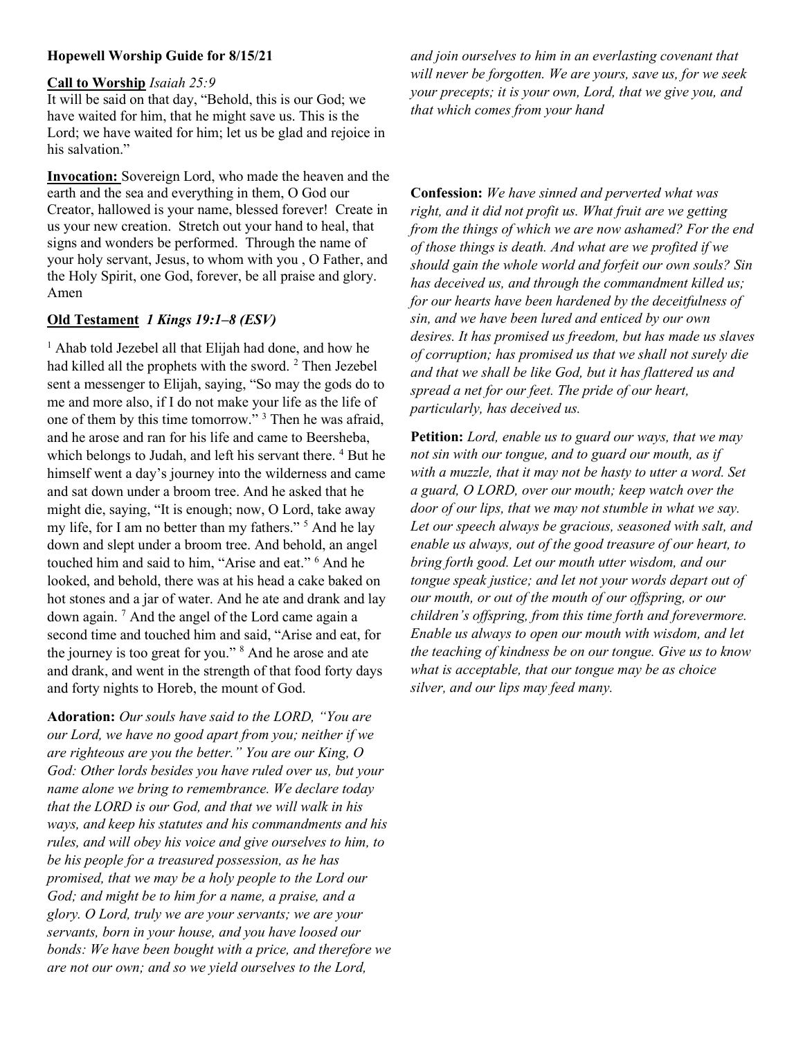**Hopewell Worship Guide for 8/15/21**

**Call to Worship** *Isaiah 25:9*

It will be said on that day, "Behold, this is our God; we have waited for him, that he might save us. This is the Lord; we have waited for him; let us be glad and rejoice in his salvation."

**Invocation:** Sovereign Lord, who made the heaven and the earth and the sea and everything in them, O God our Creator, hallowed is your name, blessed forever! Create in us your new creation. Stretch out your hand to heal, that signs and wonders be performed. Through the name of your holy servant, Jesus, to whom with you , O Father, and the Holy Spirit, one God, forever, be all praise and glory. Amen

**Old Testament** ***1 Kings 19:1–8 (ESV)***

[1] Ahab told Jezebel all that Elijah had done, and how he had killed all the prophets with the sword. [2] Then Jezebel sent a messenger to Elijah, saying, "So may the gods do to me and more also, if I do not make your life as the life of one of them by this time tomorrow." [3] Then he was afraid, and he arose and ran for his life and came to Beersheba, which belongs to Judah, and left his servant there. [4] But he himself went a day's journey into the wilderness and came and sat down under a broom tree. And he asked that he might die, saying, "It is enough; now, O Lord, take away my life, for I am no better than my fathers." [5] And he lay down and slept under a broom tree. And behold, an angel touched him and said to him, "Arise and eat." [6] And he looked, and behold, there was at his head a cake baked on hot stones and a jar of water. And he ate and drank and lay down again. [7] And the angel of the Lord came again a second time and touched him and said, "Arise and eat, for the journey is too great for you." [8] And he arose and ate and drank, and went in the strength of that food forty days and forty nights to Horeb, the mount of God.

**Adoration:** *Our souls have said to the LORD, "You are our Lord, we have no good apart from you; neither if we are righteous are you the better." You are our King, O God: Other lords besides you have ruled over us, but your name alone we bring to remembrance. We declare today that the LORD is our God, and that we will walk in his ways, and keep his statutes and his commandments and his rules, and will obey his voice and give ourselves to him, to be his people for a treasured possession, as he has promised, that we may be a holy people to the Lord our God; and might be to him for a name, a praise, and a glory. O Lord, truly we are your servants; we are your servants, born in your house, and you have loosed our bonds: We have been bought with a price, and therefore we are not our own; and so we yield ourselves to the Lord, and join ourselves to him in an everlasting covenant that will never be forgotten. We are yours, save us, for we seek your precepts; it is your own, Lord, that we give you, and that which comes from your hand*

**Confession:** *We have sinned and perverted what was right, and it did not profit us. What fruit are we getting from the things of which we are now ashamed? For the end of those things is death. And what are we profited if we should gain the whole world and forfeit our own souls? Sin has deceived us, and through the commandment killed us; for our hearts have been hardened by the deceitfulness of sin, and we have been lured and enticed by our own desires. It has promised us freedom, but has made us slaves of corruption; has promised us that we shall not surely die and that we shall be like God, but it has flattered us and spread a net for our feet. The pride of our heart, particularly, has deceived us.*

**Petition:** *Lord, enable us to guard our ways, that we may not sin with our tongue, and to guard our mouth, as if with a muzzle, that it may not be hasty to utter a word. Set a guard, O LORD, over our mouth; keep watch over the door of our lips, that we may not stumble in what we say. Let our speech always be gracious, seasoned with salt, and enable us always, out of the good treasure of our heart, to bring forth good. Let our mouth utter wisdom, and our tongue speak justice; and let not your words depart out of our mouth, or out of the mouth of our offspring, or our children's offspring, from this time forth and forevermore. Enable us always to open our mouth with wisdom, and let the teaching of kindness be on our tongue. Give us to know what is acceptable, that our tongue may be as choice silver, and our lips may feed many.*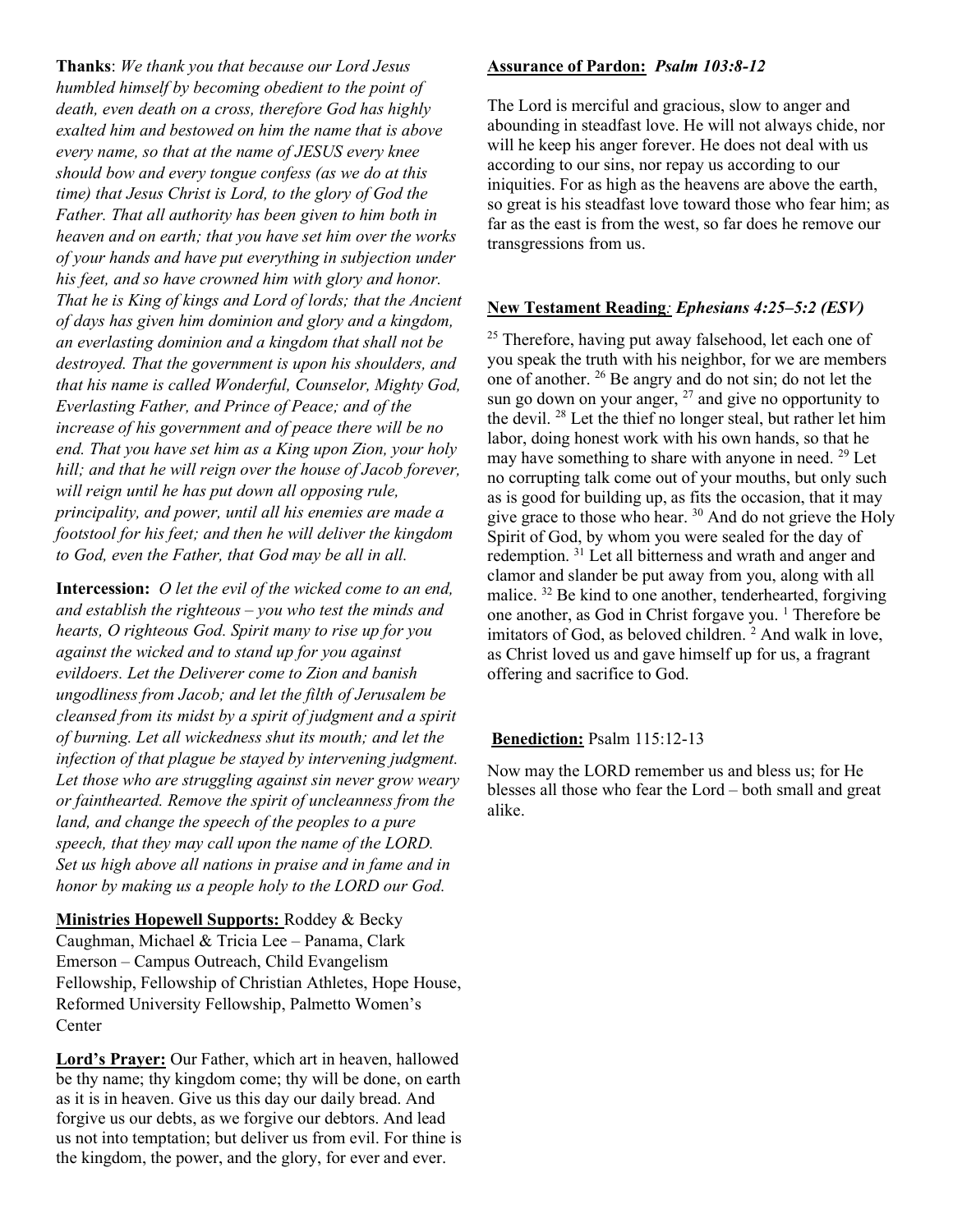**Thanks**: *We thank you that because our Lord Jesus humbled himself by becoming obedient to the point of death, even death on a cross, therefore God has highly exalted him and bestowed on him the name that is above every name, so that at the name of JESUS every knee should bow and every tongue confess (as we do at this time) that Jesus Christ is Lord, to the glory of God the Father. That all authority has been given to him both in heaven and on earth; that you have set him over the works of your hands and have put everything in subjection under his feet, and so have crowned him with glory and honor. That he is King of kings and Lord of lords; that the Ancient of days has given him dominion and glory and a kingdom, an everlasting dominion and a kingdom that shall not be destroyed. That the government is upon his shoulders, and that his name is called Wonderful, Counselor, Mighty God, Everlasting Father, and Prince of Peace; and of the increase of his government and of peace there will be no end. That you have set him as a King upon Zion, your holy hill; and that he will reign over the house of Jacob forever, will reign until he has put down all opposing rule, principality, and power, until all his enemies are made a footstool for his feet; and then he will deliver the kingdom to God, even the Father, that God may be all in all.*

**Intercession:** *O let the evil of the wicked come to an end, and establish the righteous – you who test the minds and hearts, O righteous God. Spirit many to rise up for you against the wicked and to stand up for you against evildoers. Let the Deliverer come to Zion and banish ungodliness from Jacob; and let the filth of Jerusalem be cleansed from its midst by a spirit of judgment and a spirit of burning. Let all wickedness shut its mouth; and let the infection of that plague be stayed by intervening judgment. Let those who are struggling against sin never grow weary or fainthearted. Remove the spirit of uncleanness from the land, and change the speech of the peoples to a pure speech, that they may call upon the name of the LORD. Set us high above all nations in praise and in fame and in honor by making us a people holy to the LORD our God.*

**Ministries Hopewell Supports:** Roddey & Becky Caughman, Michael & Tricia Lee – Panama, Clark Emerson – Campus Outreach, Child Evangelism Fellowship, Fellowship of Christian Athletes, Hope House, Reformed University Fellowship, Palmetto Women's Center

**Lord's Prayer:** Our Father, which art in heaven, hallowed be thy name; thy kingdom come; thy will be done, on earth as it is in heaven. Give us this day our daily bread. And forgive us our debts, as we forgive our debtors. And lead us not into temptation; but deliver us from evil. For thine is the kingdom, the power, and the glory, for ever and ever.

**Assurance of Pardon:** ***Psalm 103:8-12***

The Lord is merciful and gracious, slow to anger and abounding in steadfast love. He will not always chide, nor will he keep his anger forever. He does not deal with us according to our sins, nor repay us according to our iniquities. For as high as the heavens are above the earth, so great is his steadfast love toward those who fear him; as far as the east is from the west, so far does he remove our transgressions from us.

**New Testament Reading**: ***Ephesians 4:25–5:2 (ESV)***

[25] Therefore, having put away falsehood, let each one of you speak the truth with his neighbor, for we are members one of another. [26] Be angry and do not sin; do not let the sun go down on your anger, [27] and give no opportunity to the devil. [28] Let the thief no longer steal, but rather let him labor, doing honest work with his own hands, so that he may have something to share with anyone in need. [29] Let no corrupting talk come out of your mouths, but only such as is good for building up, as fits the occasion, that it may give grace to those who hear. [30] And do not grieve the Holy Spirit of God, by whom you were sealed for the day of redemption. [31] Let all bitterness and wrath and anger and clamor and slander be put away from you, along with all malice. [32] Be kind to one another, tenderhearted, forgiving one another, as God in Christ forgave you. [1] Therefore be imitators of God, as beloved children. [2] And walk in love, as Christ loved us and gave himself up for us, a fragrant offering and sacrifice to God.

**Benediction:** Psalm 115:12-13

Now may the LORD remember us and bless us; for He blesses all those who fear the Lord – both small and great alike.